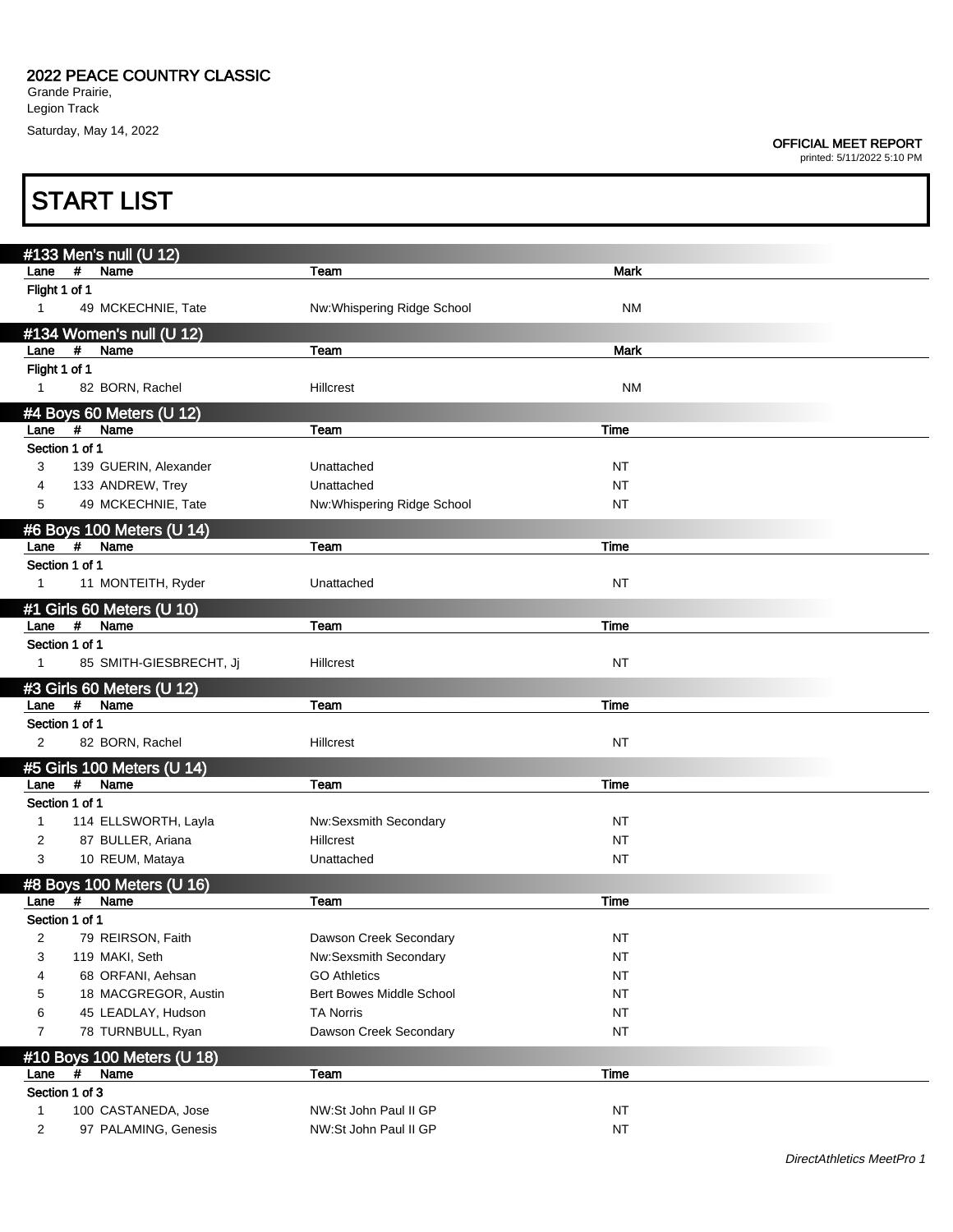**2022 PEACE COUNTRY CLASSIC**
Grande Prairie,
Legion Track
Saturday, May 14, 2022

**OFFICIAL MEET REPORT**
printed: 5/11/2022 5:10 PM

# START LIST

## #133 Men's null (U 12)

| Lane | # | Name | Team | Mark |
|---|---|---|---|---|
| Flight 1 of 1 | | | | |
| 1 | 49 | MCKECHNIE, Tate | Nw:Whispering Ridge School | NM |

## #134 Women's null (U 12)

| Lane | # | Name | Team | Mark |
|---|---|---|---|---|
| Flight 1 of 1 | | | | |
| 1 | 82 | BORN, Rachel | Hillcrest | NM |

## #4 Boys 60 Meters (U 12)

| Lane | # | Name | Team | Time |
|---|---|---|---|---|
| Section 1 of 1 | | | | |
| 3 | 139 | GUERIN, Alexander | Unattached | NT |
| 4 | 133 | ANDREW, Trey | Unattached | NT |
| 5 | 49 | MCKECHNIE, Tate | Nw:Whispering Ridge School | NT |

## #6 Boys 100 Meters (U 14)

| Lane | # | Name | Team | Time |
|---|---|---|---|---|
| Section 1 of 1 | | | | |
| 1 | 11 | MONTEITH, Ryder | Unattached | NT |

## #1 Girls 60 Meters (U 10)

| Lane | # | Name | Team | Time |
|---|---|---|---|---|
| Section 1 of 1 | | | | |
| 1 | 85 | SMITH-GIESBRECHT, Jj | Hillcrest | NT |

## #3 Girls 60 Meters (U 12)

| Lane | # | Name | Team | Time |
|---|---|---|---|---|
| Section 1 of 1 | | | | |
| 2 | 82 | BORN, Rachel | Hillcrest | NT |

## #5 Girls 100 Meters (U 14)

| Lane | # | Name | Team | Time |
|---|---|---|---|---|
| Section 1 of 1 | | | | |
| 1 | 114 | ELLSWORTH, Layla | Nw:Sexsmith Secondary | NT |
| 2 | 87 | BULLER, Ariana | Hillcrest | NT |
| 3 | 10 | REUM, Mataya | Unattached | NT |

## #8 Boys 100 Meters (U 16)

| Lane | # | Name | Team | Time |
|---|---|---|---|---|
| Section 1 of 1 | | | | |
| 2 | 79 | REIRSON, Faith | Dawson Creek Secondary | NT |
| 3 | 119 | MAKI, Seth | Nw:Sexsmith Secondary | NT |
| 4 | 68 | ORFANI, Aehsan | GO Athletics | NT |
| 5 | 18 | MACGREGOR, Austin | Bert Bowes Middle School | NT |
| 6 | 45 | LEADLAY, Hudson | TA Norris | NT |
| 7 | 78 | TURNBULL, Ryan | Dawson Creek Secondary | NT |

## #10 Boys 100 Meters (U 18)

| Lane | # | Name | Team | Time |
|---|---|---|---|---|
| Section 1 of 3 | | | | |
| 1 | 100 | CASTANEDA, Jose | NW:St John Paul II GP | NT |
| 2 | 97 | PALAMING, Genesis | NW:St John Paul II GP | NT |

*DirectAthletics MeetPro 1*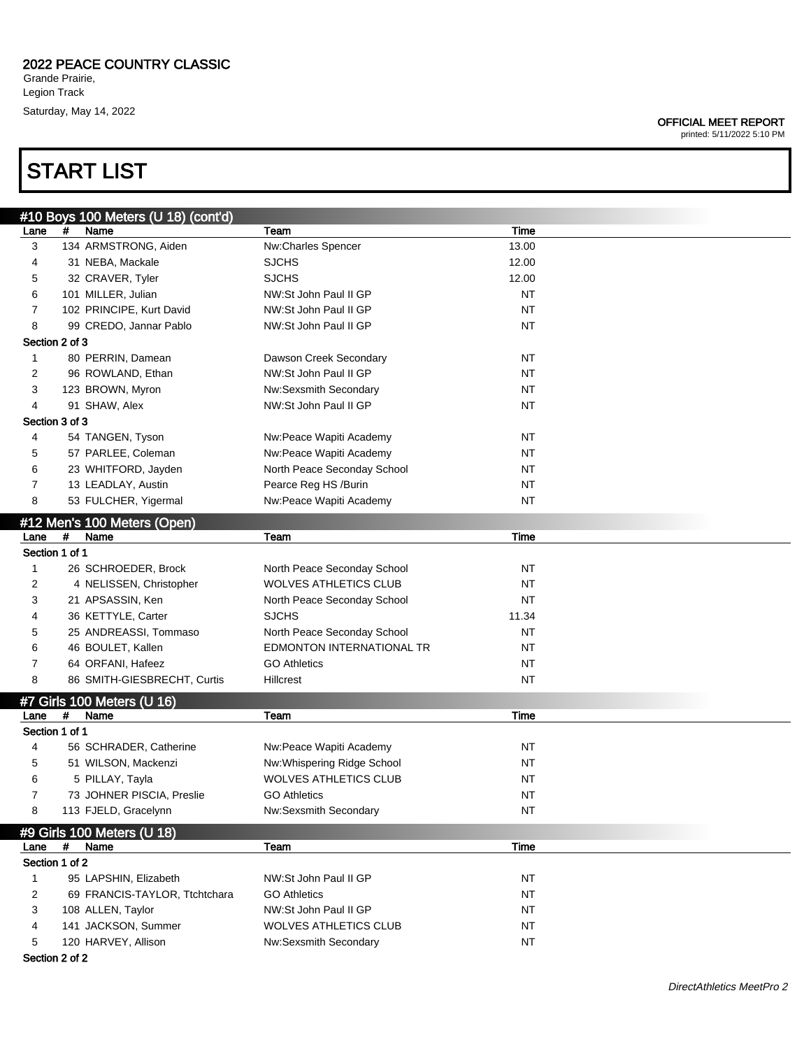**2022 PEACE COUNTRY CLASSIC**
Grande Prairie,
Legion Track
Saturday, May 14, 2022

**OFFICIAL MEET REPORT**
printed: 5/11/2022 5:10 PM

# START LIST

## #10 Boys 100 Meters (U 18) (cont'd)

| Lane | # | Name | Team | Time |
|---|---|---|---|---|
| 3 | 134 | ARMSTRONG, Aiden | Nw:Charles Spencer | 13.00 |
| 4 | 31 | NEBA, Mackale | SJCHS | 12.00 |
| 5 | 32 | CRAVER, Tyler | SJCHS | 12.00 |
| 6 | 101 | MILLER, Julian | NW:St John Paul II GP | NT |
| 7 | 102 | PRINCIPE, Kurt David | NW:St John Paul II GP | NT |
| 8 | 99 | CREDO, Jannar Pablo | NW:St John Paul II GP | NT |
| **Section 2 of 3** | | | | |
| 1 | 80 | PERRIN, Damean | Dawson Creek Secondary | NT |
| 2 | 96 | ROWLAND, Ethan | NW:St John Paul II GP | NT |
| 3 | 123 | BROWN, Myron | Nw:Sexsmith Secondary | NT |
| 4 | 91 | SHAW, Alex | NW:St John Paul II GP | NT |
| **Section 3 of 3** | | | | |
| 4 | 54 | TANGEN, Tyson | Nw:Peace Wapiti Academy | NT |
| 5 | 57 | PARLEE, Coleman | Nw:Peace Wapiti Academy | NT |
| 6 | 23 | WHITFORD, Jayden | North Peace Seconday School | NT |
| 7 | 13 | LEADLAY, Austin | Pearce Reg HS /Burin | NT |
| 8 | 53 | FULCHER, Yigermal | Nw:Peace Wapiti Academy | NT |

## #12 Men's 100 Meters (Open)

| Lane | # | Name | Team | Time |
|---|---|---|---|---|
| **Section 1 of 1** | | | | |
| 1 | 26 | SCHROEDER, Brock | North Peace Seconday School | NT |
| 2 | 4 | NELISSEN, Christopher | WOLVES ATHLETICS CLUB | NT |
| 3 | 21 | APSASSIN, Ken | North Peace Seconday School | NT |
| 4 | 36 | KETTYLE, Carter | SJCHS | 11.34 |
| 5 | 25 | ANDREASSI, Tommaso | North Peace Seconday School | NT |
| 6 | 46 | BOULET, Kallen | EDMONTON INTERNATIONAL TR | NT |
| 7 | 64 | ORFANI, Hafeez | GO Athletics | NT |
| 8 | 86 | SMITH-GIESBRECHT, Curtis | Hillcrest | NT |

## #7 Girls 100 Meters (U 16)

| Lane | # | Name | Team | Time |
|---|---|---|---|---|
| **Section 1 of 1** | | | | |
| 4 | 56 | SCHRADER, Catherine | Nw:Peace Wapiti Academy | NT |
| 5 | 51 | WILSON, Mackenzi | Nw:Whispering Ridge School | NT |
| 6 | 5 | PILLAY, Tayla | WOLVES ATHLETICS CLUB | NT |
| 7 | 73 | JOHNER PISCIA, Preslie | GO Athletics | NT |
| 8 | 113 | FJELD, Gracelynn | Nw:Sexsmith Secondary | NT |

## #9 Girls 100 Meters (U 18)

| Lane | # | Name | Team | Time |
|---|---|---|---|---|
| **Section 1 of 2** | | | | |
| 1 | 95 | LAPSHIN, Elizabeth | NW:St John Paul II GP | NT |
| 2 | 69 | FRANCIS-TAYLOR, Ttchtchara | GO Athletics | NT |
| 3 | 108 | ALLEN, Taylor | NW:St John Paul II GP | NT |
| 4 | 141 | JACKSON, Summer | WOLVES ATHLETICS CLUB | NT |
| 5 | 120 | HARVEY, Allison | Nw:Sexsmith Secondary | NT |
| **Section 2 of 2** | | | | |

*DirectAthletics MeetPro 2*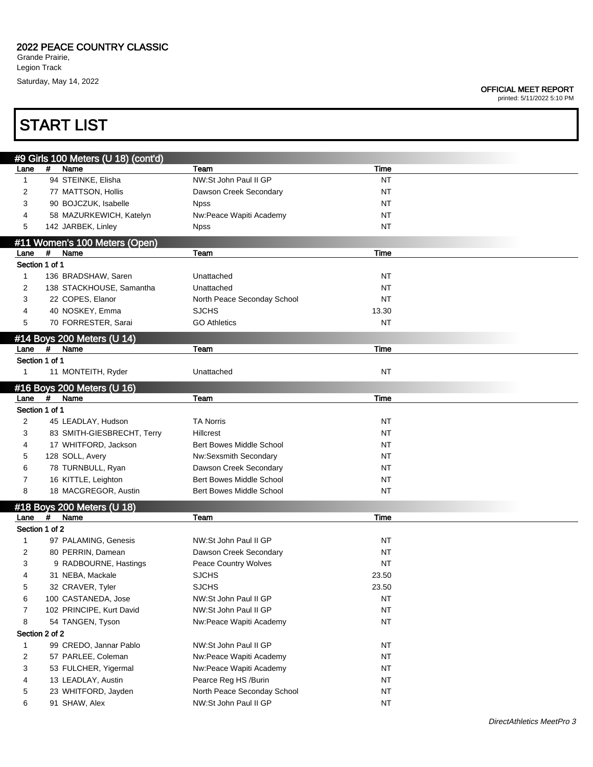# 2022 PEACE COUNTRY CLASSIC

Grande Prairie,
Legion Track
Saturday, May 14, 2022

**OFFICIAL MEET REPORT**
printed: 5/11/2022 5:10 PM

# START LIST

## #9 Girls 100 Meters (U 18) (cont'd)

| Lane | # | Name | Team | Time |
|---|---|---|---|---|
| 1 | 94 | STEINKE, Elisha | NW:St John Paul II GP | NT |
| 2 | 77 | MATTSON, Hollis | Dawson Creek Secondary | NT |
| 3 | 90 | BOJCZUK, Isabelle | Npss | NT |
| 4 | 58 | MAZURKEWICH, Katelyn | Nw:Peace Wapiti Academy | NT |
| 5 | 142 | JARBEK, Linley | Npss | NT |

## #11 Women's 100 Meters (Open)

| Lane | # | Name | Team | Time |
|---|---|---|---|---|
| **Section 1 of 1** | | | | |
| 1 | 136 | BRADSHAW, Saren | Unattached | NT |
| 2 | 138 | STACKHOUSE, Samantha | Unattached | NT |
| 3 | 22 | COPES, Elanor | North Peace Seconday School | NT |
| 4 | 40 | NOSKEY, Emma | SJCHS | 13.30 |
| 5 | 70 | FORRESTER, Sarai | GO Athletics | NT |

## #14 Boys 200 Meters (U 14)

| Lane | # | Name | Team | Time |
|---|---|---|---|---|
| **Section 1 of 1** | | | | |
| 1 | 11 | MONTEITH, Ryder | Unattached | NT |

## #16 Boys 200 Meters (U 16)

| Lane | # | Name | Team | Time |
|---|---|---|---|---|
| **Section 1 of 1** | | | | |
| 2 | 45 | LEADLAY, Hudson | TA Norris | NT |
| 3 | 83 | SMITH-GIESBRECHT, Terry | Hillcrest | NT |
| 4 | 17 | WHITFORD, Jackson | Bert Bowes Middle School | NT |
| 5 | 128 | SOLL, Avery | Nw:Sexsmith Secondary | NT |
| 6 | 78 | TURNBULL, Ryan | Dawson Creek Secondary | NT |
| 7 | 16 | KITTLE, Leighton | Bert Bowes Middle School | NT |
| 8 | 18 | MACGREGOR, Austin | Bert Bowes Middle School | NT |

## #18 Boys 200 Meters (U 18)

| Lane | # | Name | Team | Time |
|---|---|---|---|---|
| **Section 1 of 2** | | | | |
| 1 | 97 | PALAMING, Genesis | NW:St John Paul II GP | NT |
| 2 | 80 | PERRIN, Damean | Dawson Creek Secondary | NT |
| 3 | 9 | RADBOURNE, Hastings | Peace Country Wolves | NT |
| 4 | 31 | NEBA, Mackale | SJCHS | 23.50 |
| 5 | 32 | CRAVER, Tyler | SJCHS | 23.50 |
| 6 | 100 | CASTANEDA, Jose | NW:St John Paul II GP | NT |
| 7 | 102 | PRINCIPE, Kurt David | NW:St John Paul II GP | NT |
| 8 | 54 | TANGEN, Tyson | Nw:Peace Wapiti Academy | NT |
| **Section 2 of 2** | | | | |
| 1 | 99 | CREDO, Jannar Pablo | NW:St John Paul II GP | NT |
| 2 | 57 | PARLEE, Coleman | Nw:Peace Wapiti Academy | NT |
| 3 | 53 | FULCHER, Yigermal | Nw:Peace Wapiti Academy | NT |
| 4 | 13 | LEADLAY, Austin | Pearce Reg HS /Burin | NT |
| 5 | 23 | WHITFORD, Jayden | North Peace Seconday School | NT |
| 6 | 91 | SHAW, Alex | NW:St John Paul II GP | NT |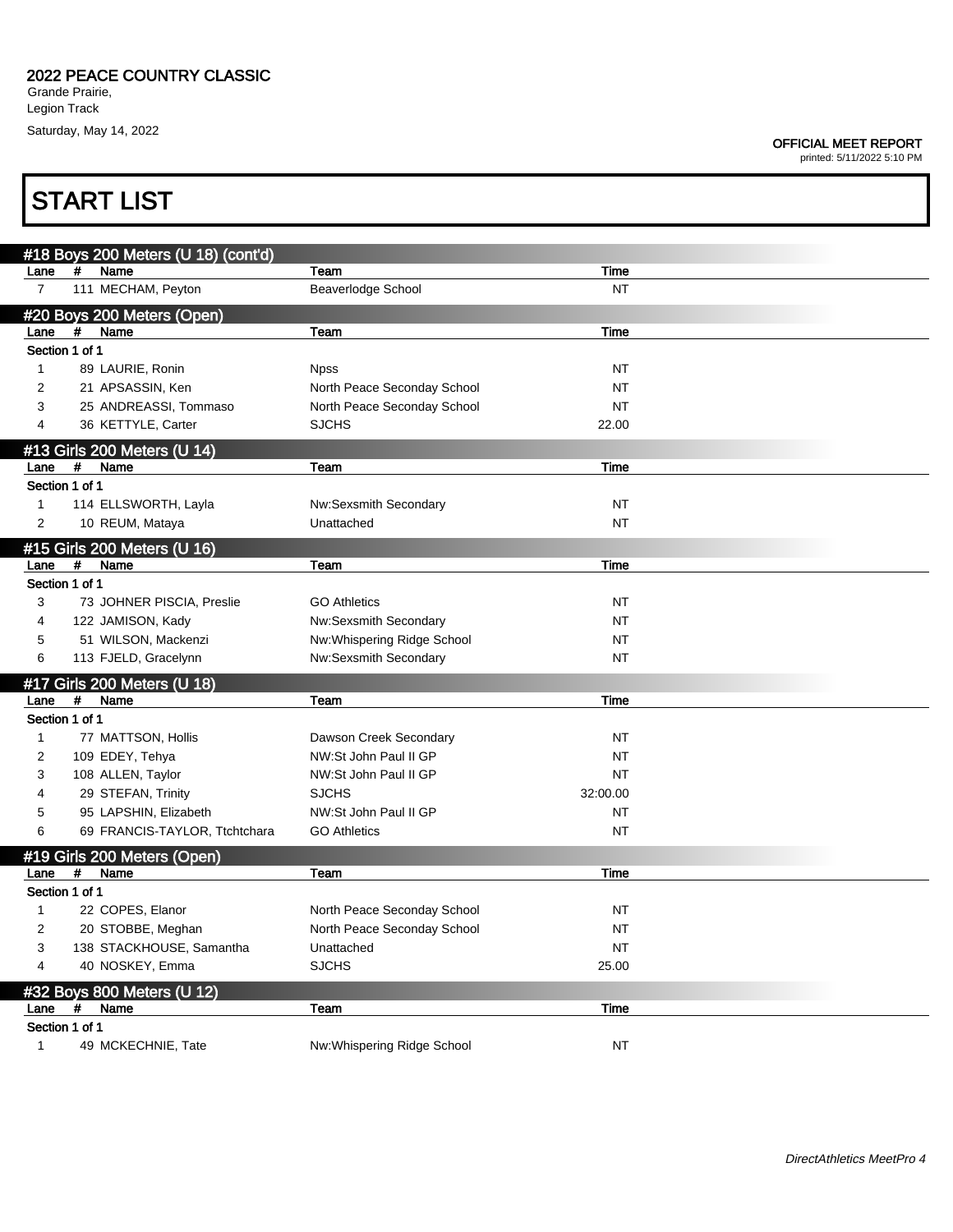# 2022 PEACE COUNTRY CLASSIC

Grande Prairie,
Legion Track
Saturday, May 14, 2022

**OFFICIAL MEET REPORT**
printed: 5/11/2022 5:10 PM

# START LIST

## #18 Boys 200 Meters (U 18) (cont'd)

| Lane | # | Name | Team | Time |
|---|---|---|---|---|
| 7 | 111 | MECHAM, Peyton | Beaverlodge School | NT |

## #20 Boys 200 Meters (Open)

| Lane | # | Name | Team | Time |
|---|---|---|---|---|
| Section 1 of 1 | | | | |
| 1 | 89 | LAURIE, Ronin | Npss | NT |
| 2 | 21 | APSASSIN, Ken | North Peace Seconday School | NT |
| 3 | 25 | ANDREASSI, Tommaso | North Peace Seconday School | NT |
| 4 | 36 | KETTYLE, Carter | SJCHS | 22.00 |

## #13 Girls 200 Meters (U 14)

| Lane | # | Name | Team | Time |
|---|---|---|---|---|
| Section 1 of 1 | | | | |
| 1 | 114 | ELLSWORTH, Layla | Nw:Sexsmith Secondary | NT |
| 2 | 10 | REUM, Mataya | Unattached | NT |

## #15 Girls 200 Meters (U 16)

| Lane | # | Name | Team | Time |
|---|---|---|---|---|
| Section 1 of 1 | | | | |
| 3 | 73 | JOHNER PISCIA, Preslie | GO Athletics | NT |
| 4 | 122 | JAMISON, Kady | Nw:Sexsmith Secondary | NT |
| 5 | 51 | WILSON, Mackenzi | Nw:Whispering Ridge School | NT |
| 6 | 113 | FJELD, Gracelynn | Nw:Sexsmith Secondary | NT |

## #17 Girls 200 Meters (U 18)

| Lane | # | Name | Team | Time |
|---|---|---|---|---|
| Section 1 of 1 | | | | |
| 1 | 77 | MATTSON, Hollis | Dawson Creek Secondary | NT |
| 2 | 109 | EDEY, Tehya | NW:St John Paul II GP | NT |
| 3 | 108 | ALLEN, Taylor | NW:St John Paul II GP | NT |
| 4 | 29 | STEFAN, Trinity | SJCHS | 32:00.00 |
| 5 | 95 | LAPSHIN, Elizabeth | NW:St John Paul II GP | NT |
| 6 | 69 | FRANCIS-TAYLOR, Ttchtchara | GO Athletics | NT |

## #19 Girls 200 Meters (Open)

| Lane | # | Name | Team | Time |
|---|---|---|---|---|
| Section 1 of 1 | | | | |
| 1 | 22 | COPES, Elanor | North Peace Seconday School | NT |
| 2 | 20 | STOBBE, Meghan | North Peace Seconday School | NT |
| 3 | 138 | STACKHOUSE, Samantha | Unattached | NT |
| 4 | 40 | NOSKEY, Emma | SJCHS | 25.00 |

## #32 Boys 800 Meters (U 12)

| Lane | # | Name | Team | Time |
|---|---|---|---|---|
| Section 1 of 1 | | | | |
| 1 | 49 | MCKECHNIE, Tate | Nw:Whispering Ridge School | NT |

*DirectAthletics MeetPro 4*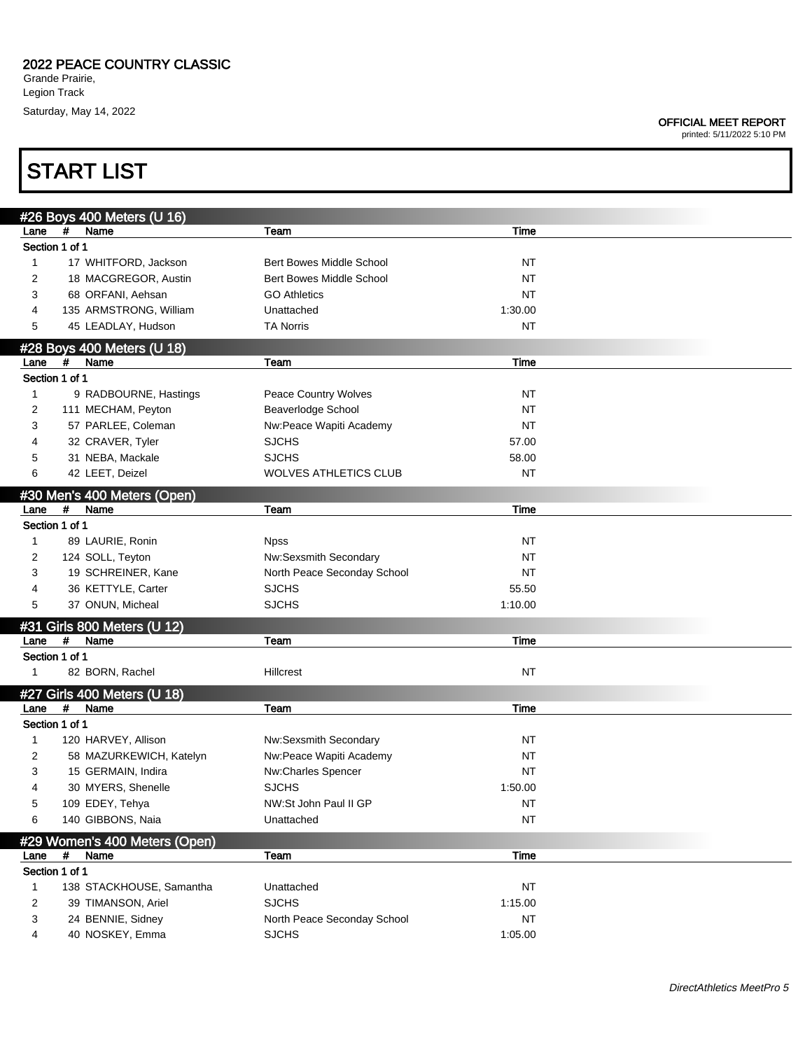**2022 PEACE COUNTRY CLASSIC**
Grande Prairie,
Legion Track
Saturday, May 14, 2022

**OFFICIAL MEET REPORT**
printed: 5/11/2022 5:10 PM

# START LIST

## #26 Boys 400 Meters (U 16)

| Lane | # | Name | Team | Time |
|---|---|---|---|---|
| Section 1 of 1 | | | | |
| 1 | 17 | WHITFORD, Jackson | Bert Bowes Middle School | NT |
| 2 | 18 | MACGREGOR, Austin | Bert Bowes Middle School | NT |
| 3 | 68 | ORFANI, Aehsan | GO Athletics | NT |
| 4 | 135 | ARMSTRONG, William | Unattached | 1:30.00 |
| 5 | 45 | LEADLAY, Hudson | TA Norris | NT |

## #28 Boys 400 Meters (U 18)

| Lane | # | Name | Team | Time |
|---|---|---|---|---|
| Section 1 of 1 | | | | |
| 1 | 9 | RADBOURNE, Hastings | Peace Country Wolves | NT |
| 2 | 111 | MECHAM, Peyton | Beaverlodge School | NT |
| 3 | 57 | PARLEE, Coleman | Nw:Peace Wapiti Academy | NT |
| 4 | 32 | CRAVER, Tyler | SJCHS | 57.00 |
| 5 | 31 | NEBA, Mackale | SJCHS | 58.00 |
| 6 | 42 | LEET, Deizel | WOLVES ATHLETICS CLUB | NT |

## #30 Men's 400 Meters (Open)

| Lane | # | Name | Team | Time |
|---|---|---|---|---|
| Section 1 of 1 | | | | |
| 1 | 89 | LAURIE, Ronin | Npss | NT |
| 2 | 124 | SOLL, Teyton | Nw:Sexsmith Secondary | NT |
| 3 | 19 | SCHREINER, Kane | North Peace Seconday School | NT |
| 4 | 36 | KETTYLE, Carter | SJCHS | 55.50 |
| 5 | 37 | ONUN, Micheal | SJCHS | 1:10.00 |

## #31 Girls 800 Meters (U 12)

| Lane | # | Name | Team | Time |
|---|---|---|---|---|
| Section 1 of 1 | | | | |
| 1 | 82 | BORN, Rachel | Hillcrest | NT |

## #27 Girls 400 Meters (U 18)

| Lane | # | Name | Team | Time |
|---|---|---|---|---|
| Section 1 of 1 | | | | |
| 1 | 120 | HARVEY, Allison | Nw:Sexsmith Secondary | NT |
| 2 | 58 | MAZURKEWICH, Katelyn | Nw:Peace Wapiti Academy | NT |
| 3 | 15 | GERMAIN, Indira | Nw:Charles Spencer | NT |
| 4 | 30 | MYERS, Shenelle | SJCHS | 1:50.00 |
| 5 | 109 | EDEY, Tehya | NW:St John Paul II GP | NT |
| 6 | 140 | GIBBONS, Naia | Unattached | NT |

## #29 Women's 400 Meters (Open)

| Lane | # | Name | Team | Time |
|---|---|---|---|---|
| Section 1 of 1 | | | | |
| 1 | 138 | STACKHOUSE, Samantha | Unattached | NT |
| 2 | 39 | TIMANSON, Ariel | SJCHS | 1:15.00 |
| 3 | 24 | BENNIE, Sidney | North Peace Seconday School | NT |
| 4 | 40 | NOSKEY, Emma | SJCHS | 1:05.00 |

*DirectAthletics MeetPro 5*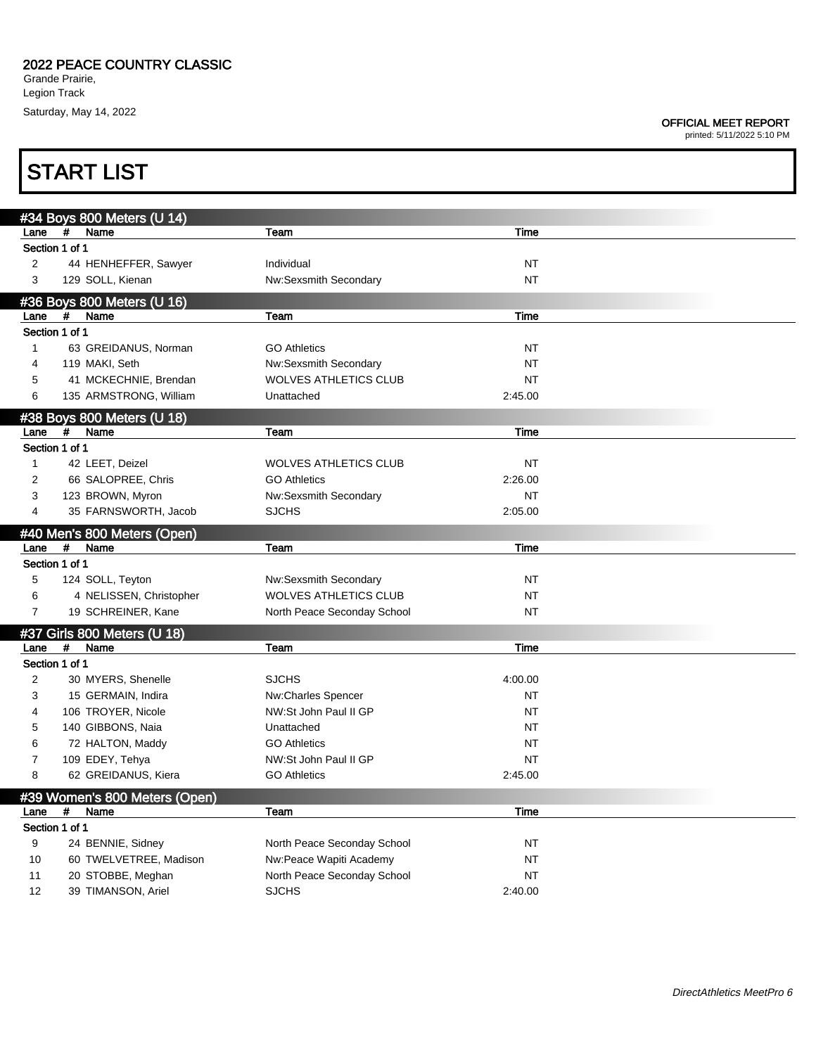# 2022 PEACE COUNTRY CLASSIC

Grande Prairie,
Legion Track
Saturday, May 14, 2022

**OFFICIAL MEET REPORT**
printed: 5/11/2022 5:10 PM

## START LIST

### #34 Boys 800 Meters (U 14)

| Lane | # | Name | Team | Time |
|---|---|---|---|---|
| Section 1 of 1 | | | | |
| 2 | 44 | HENHEFFER, Sawyer | Individual | NT |
| 3 | 129 | SOLL, Kienan | Nw:Sexsmith Secondary | NT |

### #36 Boys 800 Meters (U 16)

| Lane | # | Name | Team | Time |
|---|---|---|---|---|
| Section 1 of 1 | | | | |
| 1 | 63 | GREIDANUS, Norman | GO Athletics | NT |
| 4 | 119 | MAKI, Seth | Nw:Sexsmith Secondary | NT |
| 5 | 41 | MCKECHNIE, Brendan | WOLVES ATHLETICS CLUB | NT |
| 6 | 135 | ARMSTRONG, William | Unattached | 2:45.00 |

### #38 Boys 800 Meters (U 18)

| Lane | # | Name | Team | Time |
|---|---|---|---|---|
| Section 1 of 1 | | | | |
| 1 | 42 | LEET, Deizel | WOLVES ATHLETICS CLUB | NT |
| 2 | 66 | SALOPREE, Chris | GO Athletics | 2:26.00 |
| 3 | 123 | BROWN, Myron | Nw:Sexsmith Secondary | NT |
| 4 | 35 | FARNSWORTH, Jacob | SJCHS | 2:05.00 |

### #40 Men's 800 Meters (Open)

| Lane | # | Name | Team | Time |
|---|---|---|---|---|
| Section 1 of 1 | | | | |
| 5 | 124 | SOLL, Teyton | Nw:Sexsmith Secondary | NT |
| 6 | 4 | NELISSEN, Christopher | WOLVES ATHLETICS CLUB | NT |
| 7 | 19 | SCHREINER, Kane | North Peace Seconday School | NT |

### #37 Girls 800 Meters (U 18)

| Lane | # | Name | Team | Time |
|---|---|---|---|---|
| Section 1 of 1 | | | | |
| 2 | 30 | MYERS, Shenelle | SJCHS | 4:00.00 |
| 3 | 15 | GERMAIN, Indira | Nw:Charles Spencer | NT |
| 4 | 106 | TROYER, Nicole | NW:St John Paul II GP | NT |
| 5 | 140 | GIBBONS, Naia | Unattached | NT |
| 6 | 72 | HALTON, Maddy | GO Athletics | NT |
| 7 | 109 | EDEY, Tehya | NW:St John Paul II GP | NT |
| 8 | 62 | GREIDANUS, Kiera | GO Athletics | 2:45.00 |

### #39 Women's 800 Meters (Open)

| Lane | # | Name | Team | Time |
|---|---|---|---|---|
| Section 1 of 1 | | | | |
| 9 | 24 | BENNIE, Sidney | North Peace Seconday School | NT |
| 10 | 60 | TWELVETREE, Madison | Nw:Peace Wapiti Academy | NT |
| 11 | 20 | STOBBE, Meghan | North Peace Seconday School | NT |
| 12 | 39 | TIMANSON, Ariel | SJCHS | 2:40.00 |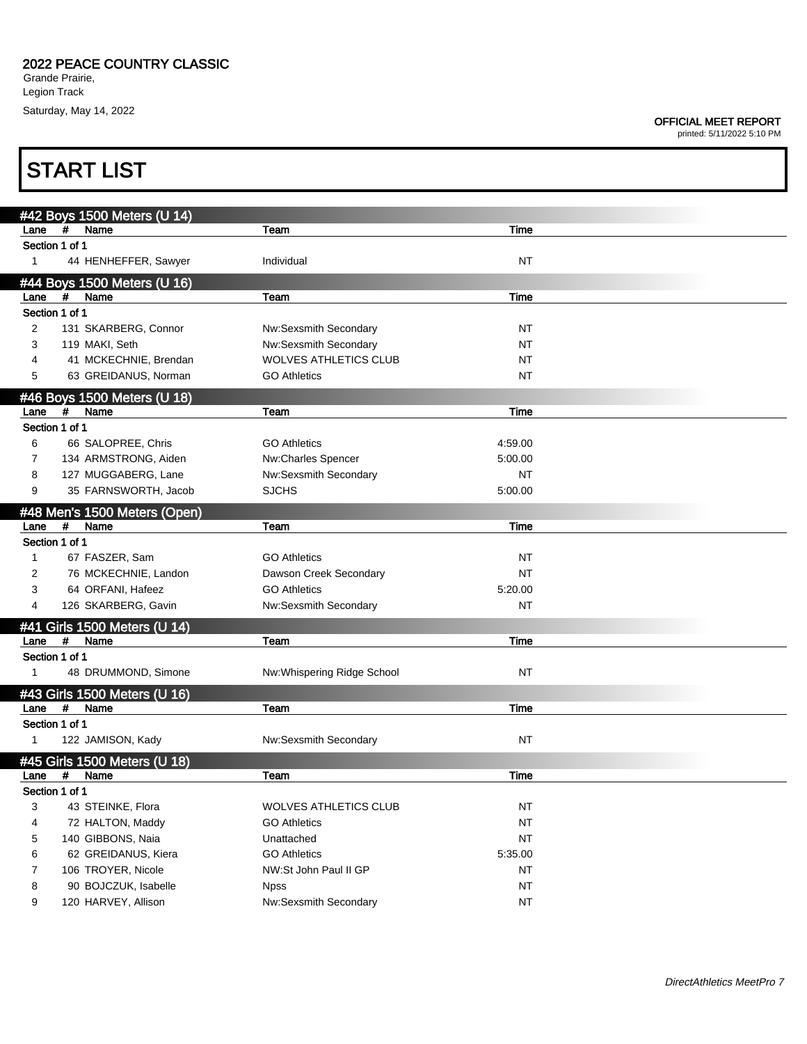**2022 PEACE COUNTRY CLASSIC**
Grande Prairie,
Legion Track
Saturday, May 14, 2022

**OFFICIAL MEET REPORT**
printed: 5/11/2022 5:10 PM

# START LIST

### #42 Boys 1500 Meters (U 14)

| Lane | # | Name | Team | Time |
|---|---|---|---|---|
| Section 1 of 1 | | | | |
| 1 | 44 | HENHEFFER, Sawyer | Individual | NT |

### #44 Boys 1500 Meters (U 16)

| Lane | # | Name | Team | Time |
|---|---|---|---|---|
| Section 1 of 1 | | | | |
| 2 | 131 | SKARBERG, Connor | Nw:Sexsmith Secondary | NT |
| 3 | 119 | MAKI, Seth | Nw:Sexsmith Secondary | NT |
| 4 | 41 | MCKECHNIE, Brendan | WOLVES ATHLETICS CLUB | NT |
| 5 | 63 | GREIDANUS, Norman | GO Athletics | NT |

### #46 Boys 1500 Meters (U 18)

| Lane | # | Name | Team | Time |
|---|---|---|---|---|
| Section 1 of 1 | | | | |
| 6 | 66 | SALOPREE, Chris | GO Athletics | 4:59.00 |
| 7 | 134 | ARMSTRONG, Aiden | Nw:Charles Spencer | 5:00.00 |
| 8 | 127 | MUGGABERG, Lane | Nw:Sexsmith Secondary | NT |
| 9 | 35 | FARNSWORTH, Jacob | SJCHS | 5:00.00 |

### #48 Men's 1500 Meters (Open)

| Lane | # | Name | Team | Time |
|---|---|---|---|---|
| Section 1 of 1 | | | | |
| 1 | 67 | FASZER, Sam | GO Athletics | NT |
| 2 | 76 | MCKECHNIE, Landon | Dawson Creek Secondary | NT |
| 3 | 64 | ORFANI, Hafeez | GO Athletics | 5:20.00 |
| 4 | 126 | SKARBERG, Gavin | Nw:Sexsmith Secondary | NT |

### #41 Girls 1500 Meters (U 14)

| Lane | # | Name | Team | Time |
|---|---|---|---|---|
| Section 1 of 1 | | | | |
| 1 | 48 | DRUMMOND, Simone | Nw:Whispering Ridge School | NT |

### #43 Girls 1500 Meters (U 16)

| Lane | # | Name | Team | Time |
|---|---|---|---|---|
| Section 1 of 1 | | | | |
| 1 | 122 | JAMISON, Kady | Nw:Sexsmith Secondary | NT |

### #45 Girls 1500 Meters (U 18)

| Lane | # | Name | Team | Time |
|---|---|---|---|---|
| Section 1 of 1 | | | | |
| 3 | 43 | STEINKE, Flora | WOLVES ATHLETICS CLUB | NT |
| 4 | 72 | HALTON, Maddy | GO Athletics | NT |
| 5 | 140 | GIBBONS, Naia | Unattached | NT |
| 6 | 62 | GREIDANUS, Kiera | GO Athletics | 5:35.00 |
| 7 | 106 | TROYER, Nicole | NW:St John Paul II GP | NT |
| 8 | 90 | BOJCZUK, Isabelle | Npss | NT |
| 9 | 120 | HARVEY, Allison | Nw:Sexsmith Secondary | NT |

*DirectAthletics MeetPro 7*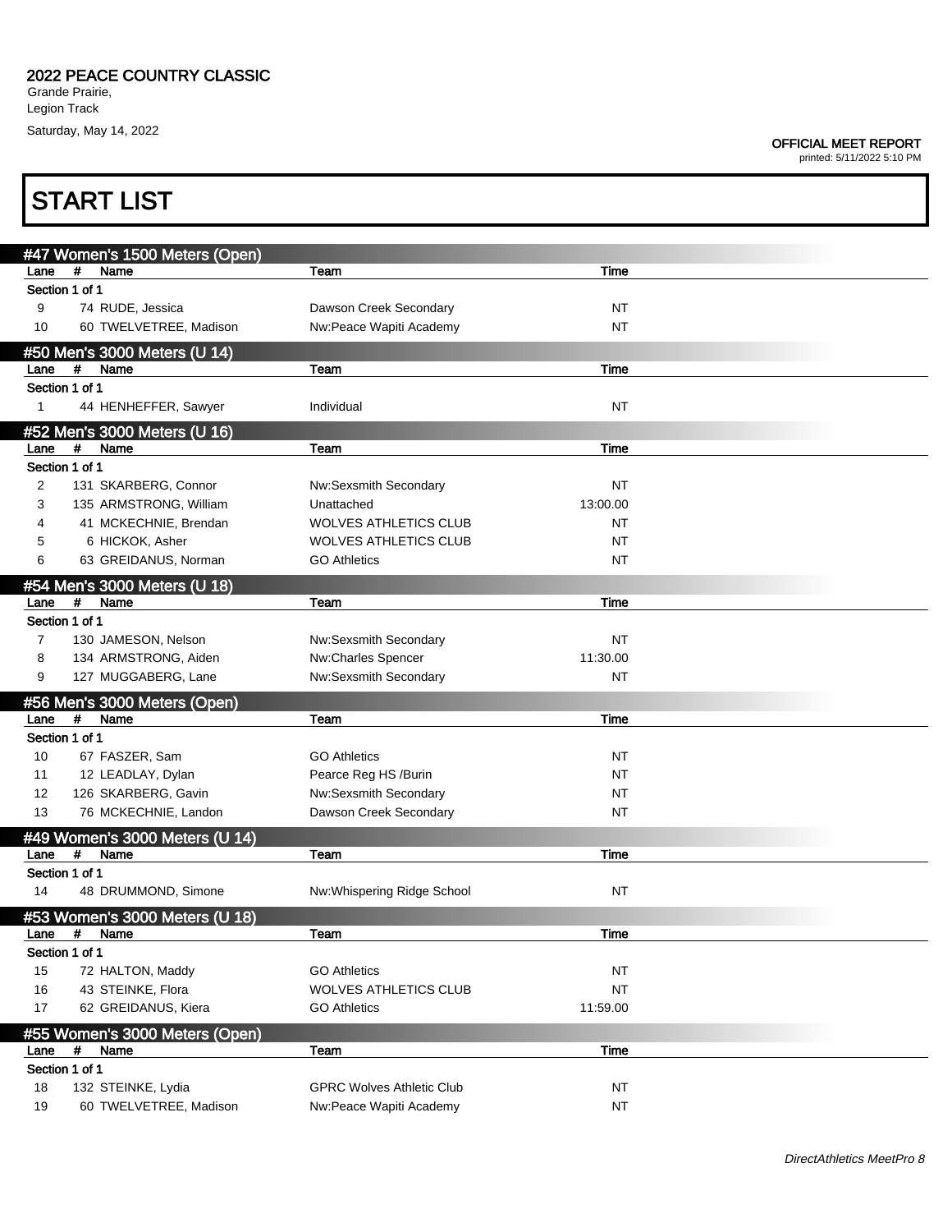# 2022 PEACE COUNTRY CLASSIC

Grande Prairie,
Legion Track
Saturday, May 14, 2022

**OFFICIAL MEET REPORT**
printed: 5/11/2022 5:10 PM

## START LIST

### #47 Women's 1500 Meters (Open)

| Lane | # | Name | Team | Time |
|---|---|---|---|---|
| Section 1 of 1 | | | | |
| 9 | 74 | RUDE, Jessica | Dawson Creek Secondary | NT |
| 10 | 60 | TWELVETREE, Madison | Nw:Peace Wapiti Academy | NT |

### #50 Men's 3000 Meters (U 14)

| Lane | # | Name | Team | Time |
|---|---|---|---|---|
| Section 1 of 1 | | | | |
| 1 | 44 | HENHEFFER, Sawyer | Individual | NT |

### #52 Men's 3000 Meters (U 16)

| Lane | # | Name | Team | Time |
|---|---|---|---|---|
| Section 1 of 1 | | | | |
| 2 | 131 | SKARBERG, Connor | Nw:Sexsmith Secondary | NT |
| 3 | 135 | ARMSTRONG, William | Unattached | 13:00.00 |
| 4 | 41 | MCKECHNIE, Brendan | WOLVES ATHLETICS CLUB | NT |
| 5 | 6 | HICKOK, Asher | WOLVES ATHLETICS CLUB | NT |
| 6 | 63 | GREIDANUS, Norman | GO Athletics | NT |

### #54 Men's 3000 Meters (U 18)

| Lane | # | Name | Team | Time |
|---|---|---|---|---|
| Section 1 of 1 | | | | |
| 7 | 130 | JAMESON, Nelson | Nw:Sexsmith Secondary | NT |
| 8 | 134 | ARMSTRONG, Aiden | Nw:Charles Spencer | 11:30.00 |
| 9 | 127 | MUGGABERG, Lane | Nw:Sexsmith Secondary | NT |

### #56 Men's 3000 Meters (Open)

| Lane | # | Name | Team | Time |
|---|---|---|---|---|
| Section 1 of 1 | | | | |
| 10 | 67 | FASZER, Sam | GO Athletics | NT |
| 11 | 12 | LEADLAY, Dylan | Pearce Reg HS /Burin | NT |
| 12 | 126 | SKARBERG, Gavin | Nw:Sexsmith Secondary | NT |
| 13 | 76 | MCKECHNIE, Landon | Dawson Creek Secondary | NT |

### #49 Women's 3000 Meters (U 14)

| Lane | # | Name | Team | Time |
|---|---|---|---|---|
| Section 1 of 1 | | | | |
| 14 | 48 | DRUMMOND, Simone | Nw:Whispering Ridge School | NT |

### #53 Women's 3000 Meters (U 18)

| Lane | # | Name | Team | Time |
|---|---|---|---|---|
| Section 1 of 1 | | | | |
| 15 | 72 | HALTON, Maddy | GO Athletics | NT |
| 16 | 43 | STEINKE, Flora | WOLVES ATHLETICS CLUB | NT |
| 17 | 62 | GREIDANUS, Kiera | GO Athletics | 11:59.00 |

### #55 Women's 3000 Meters (Open)

| Lane | # | Name | Team | Time |
|---|---|---|---|---|
| Section 1 of 1 | | | | |
| 18 | 132 | STEINKE, Lydia | GPRC Wolves Athletic Club | NT |
| 19 | 60 | TWELVETREE, Madison | Nw:Peace Wapiti Academy | NT |

*DirectAthletics MeetPro 8*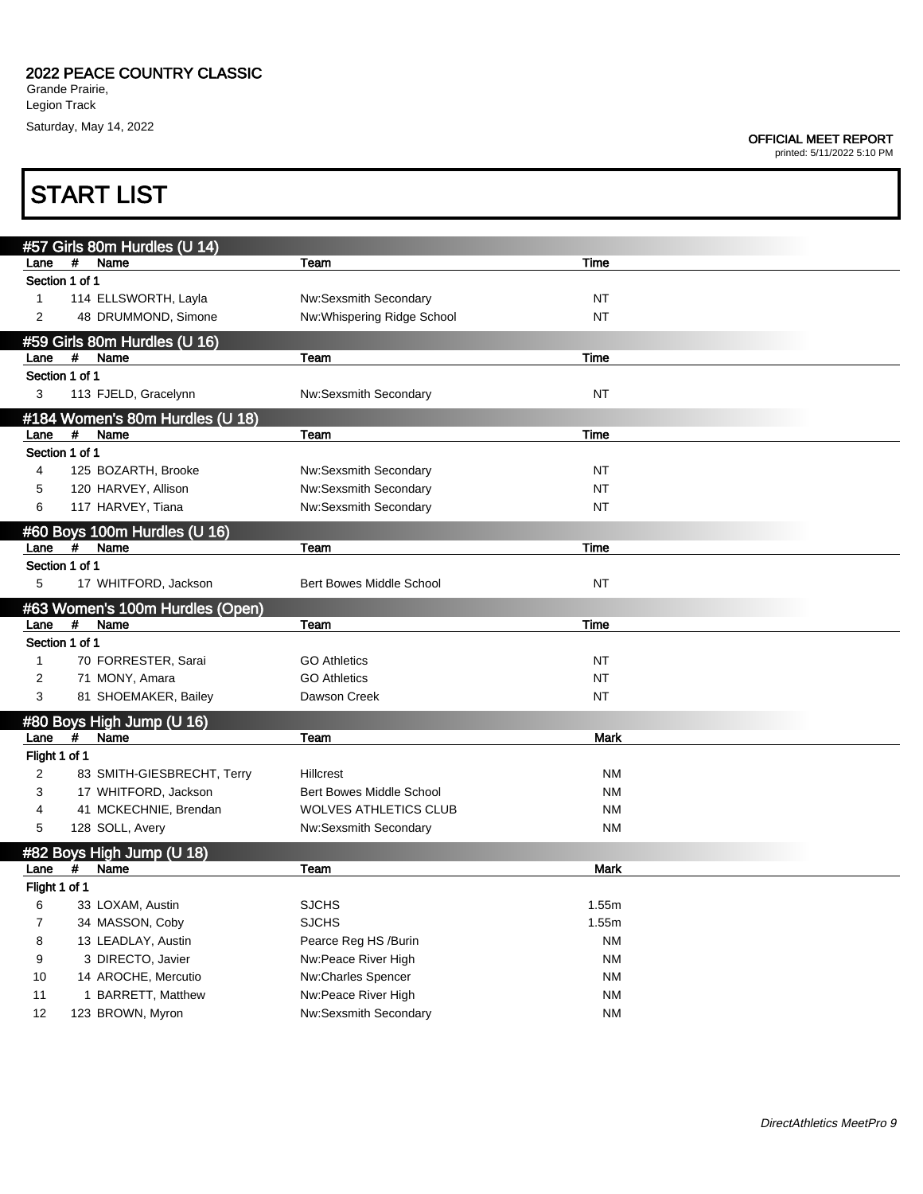## 2022 PEACE COUNTRY CLASSIC

Grande Prairie,
Legion Track
Saturday, May 14, 2022

**OFFICIAL MEET REPORT**
printed: 5/11/2022 5:10 PM

# START LIST

### #57 Girls 80m Hurdles (U 14)

| Lane | # | Name | Team | Time |
|---|---|---|---|---|
| Section 1 of 1 | | | | |
| 1 | 114 | ELLSWORTH, Layla | Nw:Sexsmith Secondary | NT |
| 2 | 48 | DRUMMOND, Simone | Nw:Whispering Ridge School | NT |

### #59 Girls 80m Hurdles (U 16)

| Lane | # | Name | Team | Time |
|---|---|---|---|---|
| Section 1 of 1 | | | | |
| 3 | 113 | FJELD, Gracelynn | Nw:Sexsmith Secondary | NT |

### #184 Women's 80m Hurdles (U 18)

| Lane | # | Name | Team | Time |
|---|---|---|---|---|
| Section 1 of 1 | | | | |
| 4 | 125 | BOZARTH, Brooke | Nw:Sexsmith Secondary | NT |
| 5 | 120 | HARVEY, Allison | Nw:Sexsmith Secondary | NT |
| 6 | 117 | HARVEY, Tiana | Nw:Sexsmith Secondary | NT |

### #60 Boys 100m Hurdles (U 16)

| Lane | # | Name | Team | Time |
|---|---|---|---|---|
| Section 1 of 1 | | | | |
| 5 | 17 | WHITFORD, Jackson | Bert Bowes Middle School | NT |

### #63 Women's 100m Hurdles (Open)

| Lane | # | Name | Team | Time |
|---|---|---|---|---|
| Section 1 of 1 | | | | |
| 1 | 70 | FORRESTER, Sarai | GO Athletics | NT |
| 2 | 71 | MONY, Amara | GO Athletics | NT |
| 3 | 81 | SHOEMAKER, Bailey | Dawson Creek | NT |

### #80 Boys High Jump (U 16)

| Lane | # | Name | Team | Mark |
|---|---|---|---|---|
| Flight 1 of 1 | | | | |
| 2 | 83 | SMITH-GIESBRECHT, Terry | Hillcrest | NM |
| 3 | 17 | WHITFORD, Jackson | Bert Bowes Middle School | NM |
| 4 | 41 | MCKECHNIE, Brendan | WOLVES ATHLETICS CLUB | NM |
| 5 | 128 | SOLL, Avery | Nw:Sexsmith Secondary | NM |

### #82 Boys High Jump (U 18)

| Lane | # | Name | Team | Mark |
|---|---|---|---|---|
| Flight 1 of 1 | | | | |
| 6 | 33 | LOXAM, Austin | SJCHS | 1.55m |
| 7 | 34 | MASSON, Coby | SJCHS | 1.55m |
| 8 | 13 | LEADLAY, Austin | Pearce Reg HS /Burin | NM |
| 9 | 3 | DIRECTO, Javier | Nw:Peace River High | NM |
| 10 | 14 | AROCHE, Mercutio | Nw:Charles Spencer | NM |
| 11 | 1 | BARRETT, Matthew | Nw:Peace River High | NM |
| 12 | 123 | BROWN, Myron | Nw:Sexsmith Secondary | NM |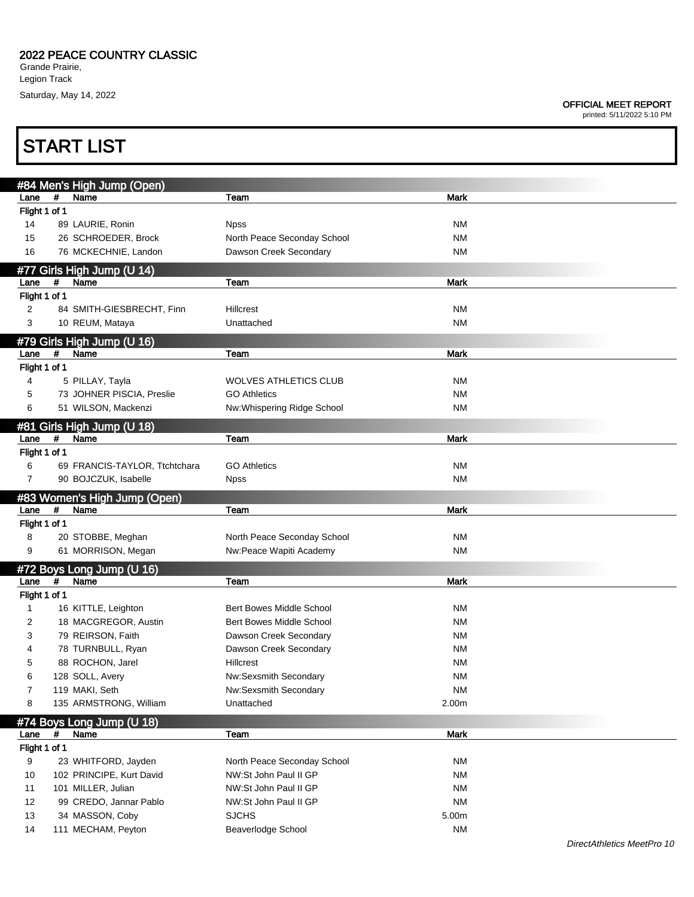## 2022 PEACE COUNTRY CLASSIC

Grande Prairie,
Legion Track
Saturday, May 14, 2022

**OFFICIAL MEET REPORT**
printed: 5/11/2022 5:10 PM

# START LIST

### #84 Men's High Jump (Open)

| Lane | # | Name | Team | Mark |
|---|---|---|---|---|
| Flight 1 of 1 | | | | |
| 14 | 89 | LAURIE, Ronin | Npss | NM |
| 15 | 26 | SCHROEDER, Brock | North Peace Seconday School | NM |
| 16 | 76 | MCKECHNIE, Landon | Dawson Creek Secondary | NM |

### #77 Girls High Jump (U 14)

| Lane | # | Name | Team | Mark |
|---|---|---|---|---|
| Flight 1 of 1 | | | | |
| 2 | 84 | SMITH-GIESBRECHT, Finn | Hillcrest | NM |
| 3 | 10 | REUM, Mataya | Unattached | NM |

### #79 Girls High Jump (U 16)

| Lane | # | Name | Team | Mark |
|---|---|---|---|---|
| Flight 1 of 1 | | | | |
| 4 | 5 | PILLAY, Tayla | WOLVES ATHLETICS CLUB | NM |
| 5 | 73 | JOHNER PISCIA, Preslie | GO Athletics | NM |
| 6 | 51 | WILSON, Mackenzi | Nw:Whispering Ridge School | NM |

### #81 Girls High Jump (U 18)

| Lane | # | Name | Team | Mark |
|---|---|---|---|---|
| Flight 1 of 1 | | | | |
| 6 | 69 | FRANCIS-TAYLOR, Ttchtchara | GO Athletics | NM |
| 7 | 90 | BOJCZUK, Isabelle | Npss | NM |

### #83 Women's High Jump (Open)

| Lane | # | Name | Team | Mark |
|---|---|---|---|---|
| Flight 1 of 1 | | | | |
| 8 | 20 | STOBBE, Meghan | North Peace Seconday School | NM |
| 9 | 61 | MORRISON, Megan | Nw:Peace Wapiti Academy | NM |

### #72 Boys Long Jump (U 16)

| Lane | # | Name | Team | Mark |
|---|---|---|---|---|
| Flight 1 of 1 | | | | |
| 1 | 16 | KITTLE, Leighton | Bert Bowes Middle School | NM |
| 2 | 18 | MACGREGOR, Austin | Bert Bowes Middle School | NM |
| 3 | 79 | REIRSON, Faith | Dawson Creek Secondary | NM |
| 4 | 78 | TURNBULL, Ryan | Dawson Creek Secondary | NM |
| 5 | 88 | ROCHON, Jarel | Hillcrest | NM |
| 6 | 128 | SOLL, Avery | Nw:Sexsmith Secondary | NM |
| 7 | 119 | MAKI, Seth | Nw:Sexsmith Secondary | NM |
| 8 | 135 | ARMSTRONG, William | Unattached | 2.00m |

### #74 Boys Long Jump (U 18)

| Lane | # | Name | Team | Mark |
|---|---|---|---|---|
| Flight 1 of 1 | | | | |
| 9 | 23 | WHITFORD, Jayden | North Peace Seconday School | NM |
| 10 | 102 | PRINCIPE, Kurt David | NW:St John Paul II GP | NM |
| 11 | 101 | MILLER, Julian | NW:St John Paul II GP | NM |
| 12 | 99 | CREDO, Jannar Pablo | NW:St John Paul II GP | NM |
| 13 | 34 | MASSON, Coby | SJCHS | 5.00m |
| 14 | 111 | MECHAM, Peyton | Beaverlodge School | NM |

*DirectAthletics MeetPro 10*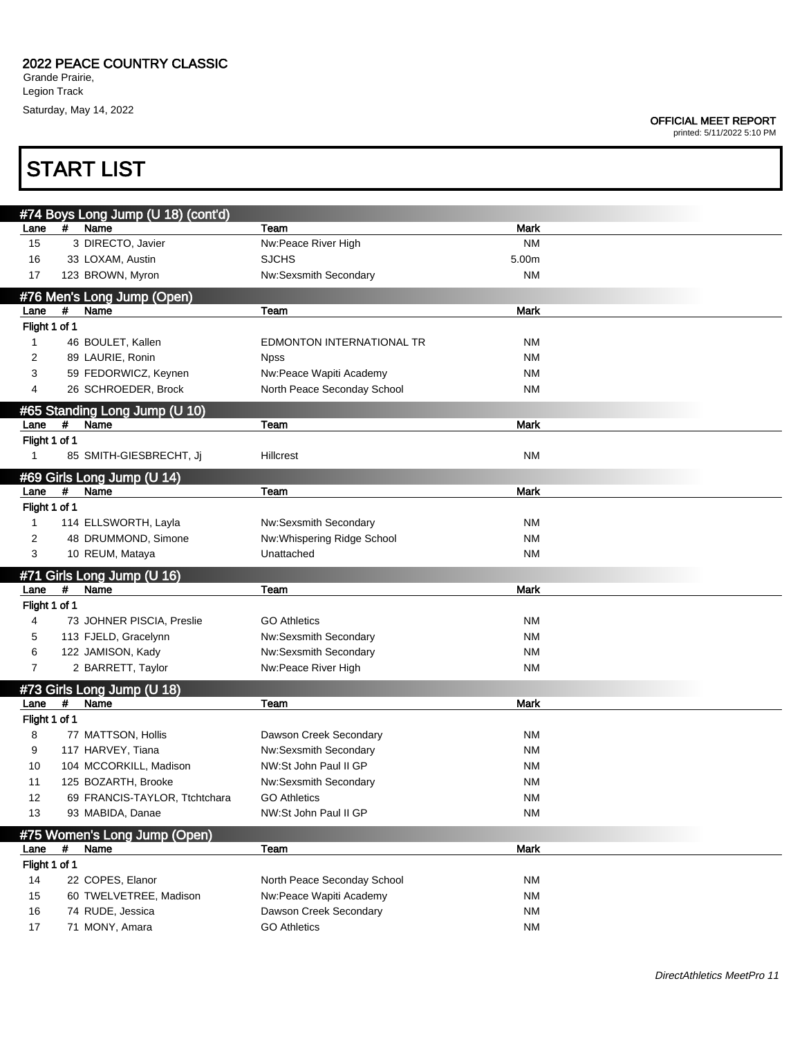2022 PEACE COUNTRY CLASSIC

Grande Prairie,
Legion Track
Saturday, May 14, 2022

OFFICIAL MEET REPORT
printed: 5/11/2022 5:10 PM

# START LIST

## #74 Boys Long Jump (U 18) (cont'd)

| Lane | # | Name | Team | Mark |
|---|---|---|---|---|
| 15 | 3 | DIRECTO, Javier | Nw:Peace River High | NM |
| 16 | 33 | LOXAM, Austin | SJCHS | 5.00m |
| 17 | 123 | BROWN, Myron | Nw:Sexsmith Secondary | NM |

## #76 Men's Long Jump (Open)

| Lane | # | Name | Team | Mark |
|---|---|---|---|---|
| Flight 1 of 1 | | | | |
| 1 | 46 | BOULET, Kallen | EDMONTON INTERNATIONAL TR | NM |
| 2 | 89 | LAURIE, Ronin | Npss | NM |
| 3 | 59 | FEDORWICZ, Keynen | Nw:Peace Wapiti Academy | NM |
| 4 | 26 | SCHROEDER, Brock | North Peace Seconday School | NM |

## #65 Standing Long Jump (U 10)

| Lane | # | Name | Team | Mark |
|---|---|---|---|---|
| Flight 1 of 1 | | | | |
| 1 | 85 | SMITH-GIESBRECHT, Jj | Hillcrest | NM |

## #69 Girls Long Jump (U 14)

| Lane | # | Name | Team | Mark |
|---|---|---|---|---|
| Flight 1 of 1 | | | | |
| 1 | 114 | ELLSWORTH, Layla | Nw:Sexsmith Secondary | NM |
| 2 | 48 | DRUMMOND, Simone | Nw:Whispering Ridge School | NM |
| 3 | 10 | REUM, Mataya | Unattached | NM |

## #71 Girls Long Jump (U 16)

| Lane | # | Name | Team | Mark |
|---|---|---|---|---|
| Flight 1 of 1 | | | | |
| 4 | 73 | JOHNER PISCIA, Preslie | GO Athletics | NM |
| 5 | 113 | FJELD, Gracelynn | Nw:Sexsmith Secondary | NM |
| 6 | 122 | JAMISON, Kady | Nw:Sexsmith Secondary | NM |
| 7 | 2 | BARRETT, Taylor | Nw:Peace River High | NM |

## #73 Girls Long Jump (U 18)

| Lane | # | Name | Team | Mark |
|---|---|---|---|---|
| Flight 1 of 1 | | | | |
| 8 | 77 | MATTSON, Hollis | Dawson Creek Secondary | NM |
| 9 | 117 | HARVEY, Tiana | Nw:Sexsmith Secondary | NM |
| 10 | 104 | MCCORKILL, Madison | NW:St John Paul II GP | NM |
| 11 | 125 | BOZARTH, Brooke | Nw:Sexsmith Secondary | NM |
| 12 | 69 | FRANCIS-TAYLOR, Ttchtchara | GO Athletics | NM |
| 13 | 93 | MABIDA, Danae | NW:St John Paul II GP | NM |

## #75 Women's Long Jump (Open)

| Lane | # | Name | Team | Mark |
|---|---|---|---|---|
| Flight 1 of 1 | | | | |
| 14 | 22 | COPES, Elanor | North Peace Seconday School | NM |
| 15 | 60 | TWELVETREE, Madison | Nw:Peace Wapiti Academy | NM |
| 16 | 74 | RUDE, Jessica | Dawson Creek Secondary | NM |
| 17 | 71 | MONY, Amara | GO Athletics | NM |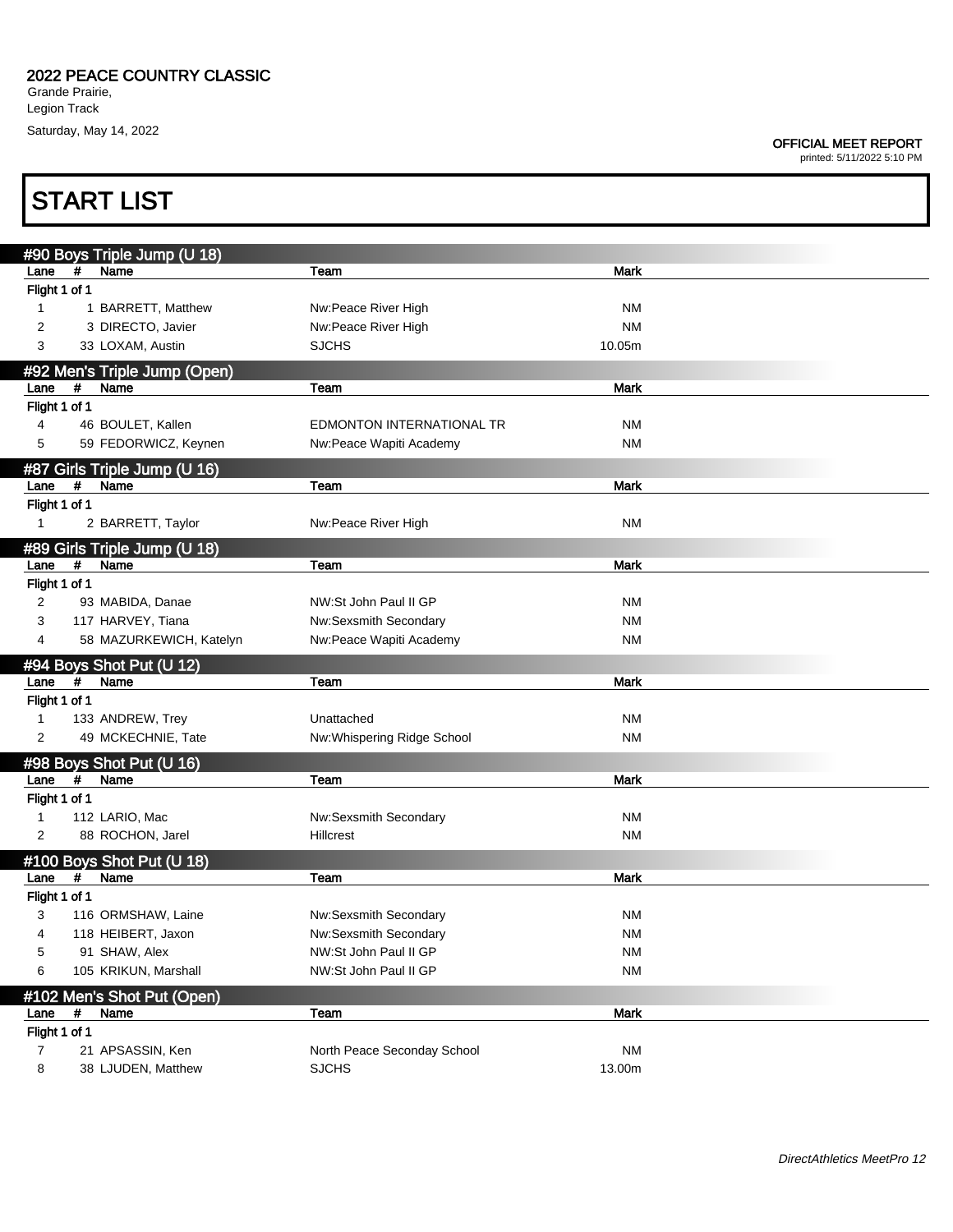**2022 PEACE COUNTRY CLASSIC**
Grande Prairie,
Legion Track
Saturday, May 14, 2022

**OFFICIAL MEET REPORT**
printed: 5/11/2022 5:10 PM

# START LIST

## #90 Boys Triple Jump (U 18)

| Lane | # | Name | Team | Mark |
|---|---|---|---|---|
| Flight 1 of 1 | | | | |
| 1 | 1 | BARRETT, Matthew | Nw:Peace River High | NM |
| 2 | 3 | DIRECTO, Javier | Nw:Peace River High | NM |
| 3 | 33 | LOXAM, Austin | SJCHS | 10.05m |

## #92 Men's Triple Jump (Open)

| Lane | # | Name | Team | Mark |
|---|---|---|---|---|
| Flight 1 of 1 | | | | |
| 4 | 46 | BOULET, Kallen | EDMONTON INTERNATIONAL TR | NM |
| 5 | 59 | FEDORWICZ, Keynen | Nw:Peace Wapiti Academy | NM |

## #87 Girls Triple Jump (U 16)

| Lane | # | Name | Team | Mark |
|---|---|---|---|---|
| Flight 1 of 1 | | | | |
| 1 | 2 | BARRETT, Taylor | Nw:Peace River High | NM |

## #89 Girls Triple Jump (U 18)

| Lane | # | Name | Team | Mark |
|---|---|---|---|---|
| Flight 1 of 1 | | | | |
| 2 | 93 | MABIDA, Danae | NW:St John Paul II GP | NM |
| 3 | 117 | HARVEY, Tiana | Nw:Sexsmith Secondary | NM |
| 4 | 58 | MAZURKEWICH, Katelyn | Nw:Peace Wapiti Academy | NM |

## #94 Boys Shot Put (U 12)

| Lane | # | Name | Team | Mark |
|---|---|---|---|---|
| Flight 1 of 1 | | | | |
| 1 | 133 | ANDREW, Trey | Unattached | NM |
| 2 | 49 | MCKECHNIE, Tate | Nw:Whispering Ridge School | NM |

## #98 Boys Shot Put (U 16)

| Lane | # | Name | Team | Mark |
|---|---|---|---|---|
| Flight 1 of 1 | | | | |
| 1 | 112 | LARIO, Mac | Nw:Sexsmith Secondary | NM |
| 2 | 88 | ROCHON, Jarel | Hillcrest | NM |

## #100 Boys Shot Put (U 18)

| Lane | # | Name | Team | Mark |
|---|---|---|---|---|
| Flight 1 of 1 | | | | |
| 3 | 116 | ORMSHAW, Laine | Nw:Sexsmith Secondary | NM |
| 4 | 118 | HEIBERT, Jaxon | Nw:Sexsmith Secondary | NM |
| 5 | 91 | SHAW, Alex | NW:St John Paul II GP | NM |
| 6 | 105 | KRIKUN, Marshall | NW:St John Paul II GP | NM |

## #102 Men's Shot Put (Open)

| Lane | # | Name | Team | Mark |
|---|---|---|---|---|
| Flight 1 of 1 | | | | |
| 7 | 21 | APSASSIN, Ken | North Peace Seconday School | NM |
| 8 | 38 | LJUDEN, Matthew | SJCHS | 13.00m |

*DirectAthletics MeetPro 12*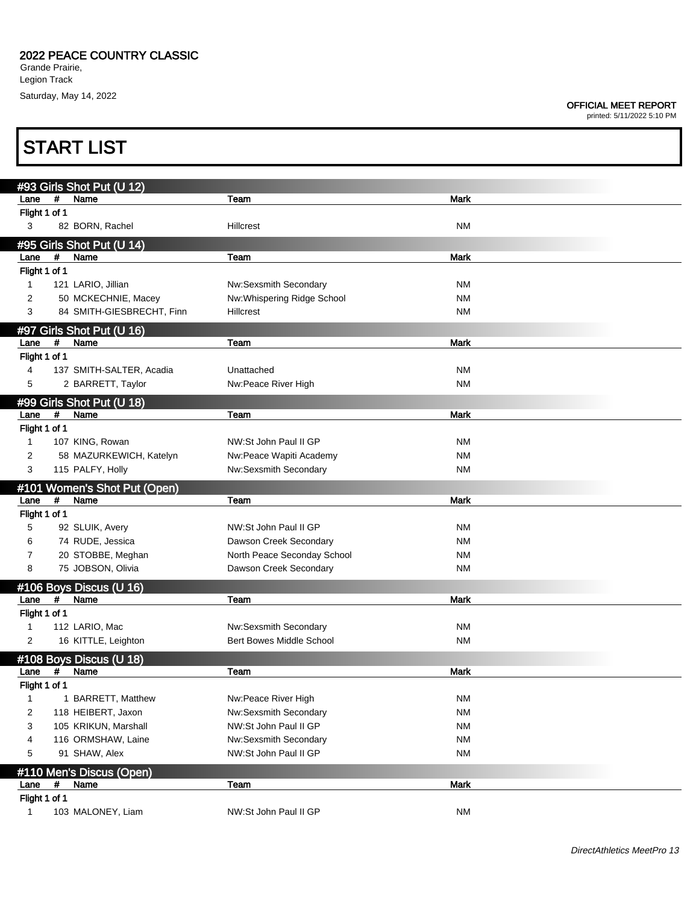# START LIST

## #93 Girls Shot Put (U 12)

| Lane | # | Name | Team | Mark |
|---|---|---|---|---|
| Flight 1 of 1 | | | | |
| 3 | 82 | BORN, Rachel | Hillcrest | NM |

## #95 Girls Shot Put (U 14)

| Lane | # | Name | Team | Mark |
|---|---|---|---|---|
| Flight 1 of 1 | | | | |
| 1 | 121 | LARIO, Jillian | Nw:Sexsmith Secondary | NM |
| 2 | 50 | MCKECHNIE, Macey | Nw:Whispering Ridge School | NM |
| 3 | 84 | SMITH-GIESBRECHT, Finn | Hillcrest | NM |

## #97 Girls Shot Put (U 16)

| Lane | # | Name | Team | Mark |
|---|---|---|---|---|
| Flight 1 of 1 | | | | |
| 4 | 137 | SMITH-SALTER, Acadia | Unattached | NM |
| 5 | 2 | BARRETT, Taylor | Nw:Peace River High | NM |

## #99 Girls Shot Put (U 18)

| Lane | # | Name | Team | Mark |
|---|---|---|---|---|
| Flight 1 of 1 | | | | |
| 1 | 107 | KING, Rowan | NW:St John Paul II GP | NM |
| 2 | 58 | MAZURKEWICH, Katelyn | Nw:Peace Wapiti Academy | NM |
| 3 | 115 | PALFY, Holly | Nw:Sexsmith Secondary | NM |

## #101 Women's Shot Put (Open)

| Lane | # | Name | Team | Mark |
|---|---|---|---|---|
| Flight 1 of 1 | | | | |
| 5 | 92 | SLUIK, Avery | NW:St John Paul II GP | NM |
| 6 | 74 | RUDE, Jessica | Dawson Creek Secondary | NM |
| 7 | 20 | STOBBE, Meghan | North Peace Seconday School | NM |
| 8 | 75 | JOBSON, Olivia | Dawson Creek Secondary | NM |

## #106 Boys Discus (U 16)

| Lane | # | Name | Team | Mark |
|---|---|---|---|---|
| Flight 1 of 1 | | | | |
| 1 | 112 | LARIO, Mac | Nw:Sexsmith Secondary | NM |
| 2 | 16 | KITTLE, Leighton | Bert Bowes Middle School | NM |

## #108 Boys Discus (U 18)

| Lane | # | Name | Team | Mark |
|---|---|---|---|---|
| Flight 1 of 1 | | | | |
| 1 | 1 | BARRETT, Matthew | Nw:Peace River High | NM |
| 2 | 118 | HEIBERT, Jaxon | Nw:Sexsmith Secondary | NM |
| 3 | 105 | KRIKUN, Marshall | NW:St John Paul II GP | NM |
| 4 | 116 | ORMSHAW, Laine | Nw:Sexsmith Secondary | NM |
| 5 | 91 | SHAW, Alex | NW:St John Paul II GP | NM |

## #110 Men's Discus (Open)

| Lane | # | Name | Team | Mark |
|---|---|---|---|---|
| Flight 1 of 1 | | | | |
| 1 | 103 | MALONEY, Liam | NW:St John Paul II GP | NM |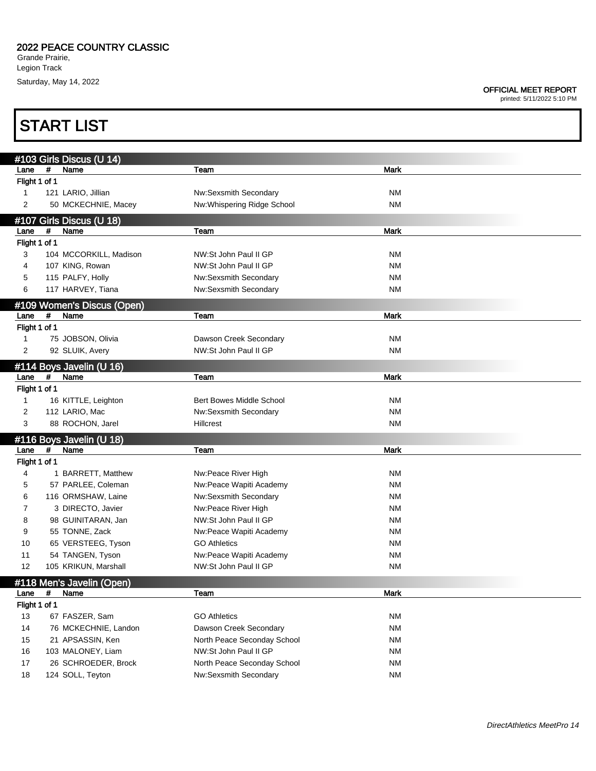**2022 PEACE COUNTRY CLASSIC**
Grande Prairie,
Legion Track
Saturday, May 14, 2022

**OFFICIAL MEET REPORT**
printed: 5/11/2022 5:10 PM

# START LIST

## #103 Girls Discus (U 14)

| Lane | # | Name | Team | Mark |
|---|---|---|---|---|
| Flight 1 of 1 | | | | |
| 1 | 121 | LARIO, Jillian | Nw:Sexsmith Secondary | NM |
| 2 | 50 | MCKECHNIE, Macey | Nw:Whispering Ridge School | NM |

## #107 Girls Discus (U 18)

| Lane | # | Name | Team | Mark |
|---|---|---|---|---|
| Flight 1 of 1 | | | | |
| 3 | 104 | MCCORKILL, Madison | NW:St John Paul II GP | NM |
| 4 | 107 | KING, Rowan | NW:St John Paul II GP | NM |
| 5 | 115 | PALFY, Holly | Nw:Sexsmith Secondary | NM |
| 6 | 117 | HARVEY, Tiana | Nw:Sexsmith Secondary | NM |

## #109 Women's Discus (Open)

| Lane | # | Name | Team | Mark |
|---|---|---|---|---|
| Flight 1 of 1 | | | | |
| 1 | 75 | JOBSON, Olivia | Dawson Creek Secondary | NM |
| 2 | 92 | SLUIK, Avery | NW:St John Paul II GP | NM |

## #114 Boys Javelin (U 16)

| Lane | # | Name | Team | Mark |
|---|---|---|---|---|
| Flight 1 of 1 | | | | |
| 1 | 16 | KITTLE, Leighton | Bert Bowes Middle School | NM |
| 2 | 112 | LARIO, Mac | Nw:Sexsmith Secondary | NM |
| 3 | 88 | ROCHON, Jarel | Hillcrest | NM |

## #116 Boys Javelin (U 18)

| Lane | # | Name | Team | Mark |
|---|---|---|---|---|
| Flight 1 of 1 | | | | |
| 4 | 1 | BARRETT, Matthew | Nw:Peace River High | NM |
| 5 | 57 | PARLEE, Coleman | Nw:Peace Wapiti Academy | NM |
| 6 | 116 | ORMSHAW, Laine | Nw:Sexsmith Secondary | NM |
| 7 | 3 | DIRECTO, Javier | Nw:Peace River High | NM |
| 8 | 98 | GUINITARAN, Jan | NW:St John Paul II GP | NM |
| 9 | 55 | TONNE, Zack | Nw:Peace Wapiti Academy | NM |
| 10 | 65 | VERSTEEG, Tyson | GO Athletics | NM |
| 11 | 54 | TANGEN, Tyson | Nw:Peace Wapiti Academy | NM |
| 12 | 105 | KRIKUN, Marshall | NW:St John Paul II GP | NM |

## #118 Men's Javelin (Open)

| Lane | # | Name | Team | Mark |
|---|---|---|---|---|
| Flight 1 of 1 | | | | |
| 13 | 67 | FASZER, Sam | GO Athletics | NM |
| 14 | 76 | MCKECHNIE, Landon | Dawson Creek Secondary | NM |
| 15 | 21 | APSASSIN, Ken | North Peace Seconday School | NM |
| 16 | 103 | MALONEY, Liam | NW:St John Paul II GP | NM |
| 17 | 26 | SCHROEDER, Brock | North Peace Seconday School | NM |
| 18 | 124 | SOLL, Teyton | Nw:Sexsmith Secondary | NM |

*DirectAthletics MeetPro 14*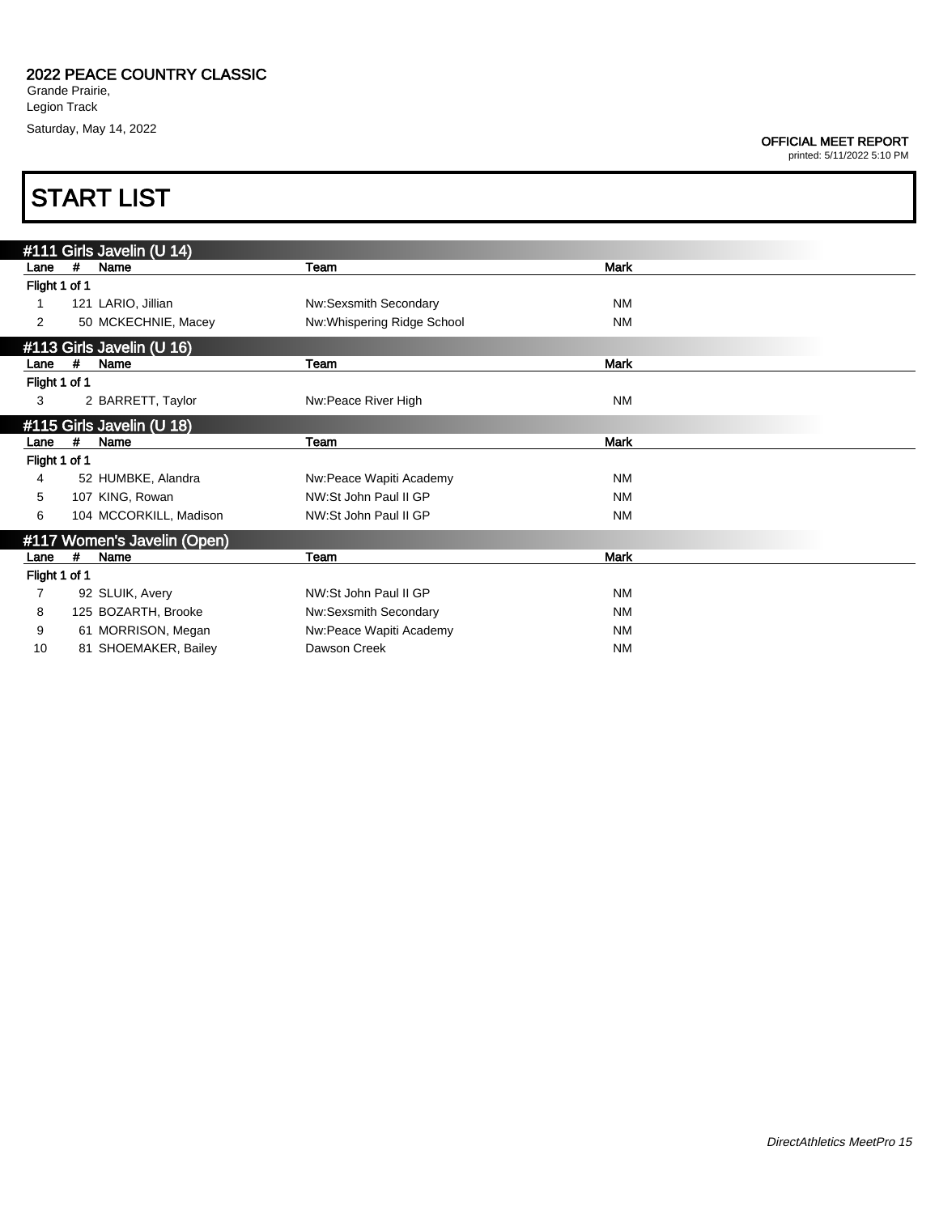## 2022 PEACE COUNTRY CLASSIC

Grande Prairie,
Legion Track
Saturday, May 14, 2022

**OFFICIAL MEET REPORT**
printed: 5/11/2022 5:10 PM

# START LIST

### #111 Girls Javelin (U 14)

| Lane | # | Name | Team | Mark |
|---|---|---|---|---|
| Flight 1 of 1 | | | | |
| 1 | 121 | LARIO, Jillian | Nw:Sexsmith Secondary | NM |
| 2 | 50 | MCKECHNIE, Macey | Nw:Whispering Ridge School | NM |

### #113 Girls Javelin (U 16)

| Lane | # | Name | Team | Mark |
|---|---|---|---|---|
| Flight 1 of 1 | | | | |
| 3 | 2 | BARRETT, Taylor | Nw:Peace River High | NM |

### #115 Girls Javelin (U 18)

| Lane | # | Name | Team | Mark |
|---|---|---|---|---|
| Flight 1 of 1 | | | | |
| 4 | 52 | HUMBKE, Alandra | Nw:Peace Wapiti Academy | NM |
| 5 | 107 | KING, Rowan | NW:St John Paul II GP | NM |
| 6 | 104 | MCCORKILL, Madison | NW:St John Paul II GP | NM |

### #117 Women's Javelin (Open)

| Lane | # | Name | Team | Mark |
|---|---|---|---|---|
| Flight 1 of 1 | | | | |
| 7 | 92 | SLUIK, Avery | NW:St John Paul II GP | NM |
| 8 | 125 | BOZARTH, Brooke | Nw:Sexsmith Secondary | NM |
| 9 | 61 | MORRISON, Megan | Nw:Peace Wapiti Academy | NM |
| 10 | 81 | SHOEMAKER, Bailey | Dawson Creek | NM |

*DirectAthletics MeetPro 15*